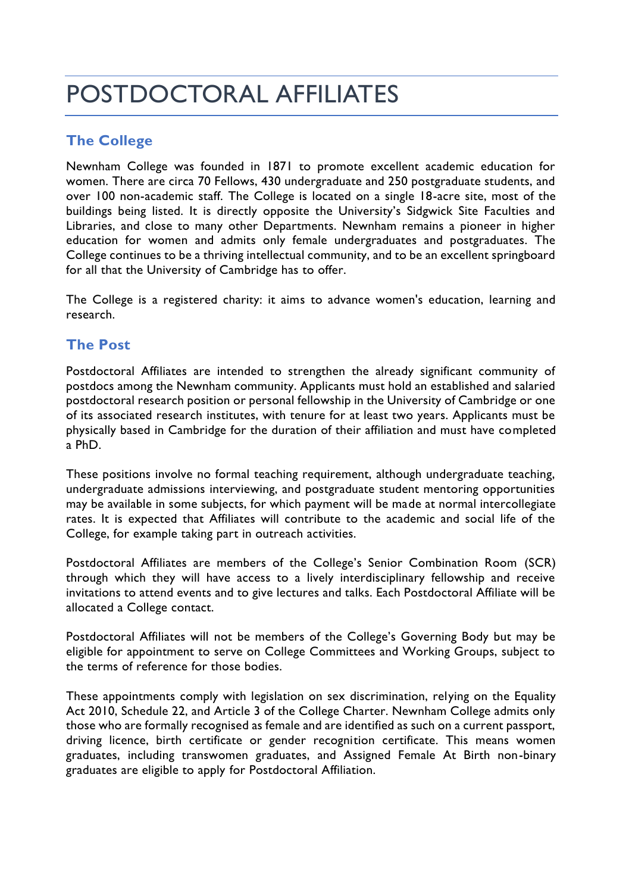# POSTDOCTORAL AFFILIATES

## The College

Newnham College was founded in 1871 to promote excellent academic education for women. There are circa 70 Fellows, 430 undergraduate and 250 postgraduate students, and over 100 non-academic staff. The College is located on a single 18-acre site, most of the buildings being listed. It is directly opposite the University's Sidgwick Site Faculties and Libraries, and close to many other Departments. Newnham remains a pioneer in higher education for women and admits only female undergraduates and postgraduates. The College continues to be a thriving intellectual community, and to be an excellent springboard for all that the University of Cambridge has to offer.

The College is a registered charity: it aims to advance women's education, learning and research.

## The Post

Postdoctoral Affiliates are intended to strengthen the already significant community of postdocs among the Newnham community. Applicants must hold an established and salaried postdoctoral research position or personal fellowship in the University of Cambridge or one of its associated research institutes, with tenure for at least two years. Applicants must be physically based in Cambridge for the duration of their affiliation and must have completed a PhD.

These positions involve no formal teaching requirement, although undergraduate teaching, undergraduate admissions interviewing, and postgraduate student mentoring opportunities may be available in some subjects, for which payment will be made at normal intercollegiate rates. It is expected that Affiliates will contribute to the academic and social life of the College, for example taking part in outreach activities.

Postdoctoral Affiliates are members of the College's Senior Combination Room (SCR) through which they will have access to a lively interdisciplinary fellowship and receive invitations to attend events and to give lectures and talks. Each Postdoctoral Affiliate will be allocated a College contact.

Postdoctoral Affiliates will not be members of the College's Governing Body but may be eligible for appointment to serve on College Committees and Working Groups, subject to the terms of reference for those bodies.

These appointments comply with legislation on sex discrimination, relying on the Equality Act 2010, Schedule 22, and Article 3 of the College Charter. Newnham College admits only those who are formally recognised as female and are identified as such on a current passport, driving licence, birth certificate or gender recognition certificate. This means women graduates, including transwomen graduates, and Assigned Female At Birth non-binary graduates are eligible to apply for Postdoctoral Affiliation.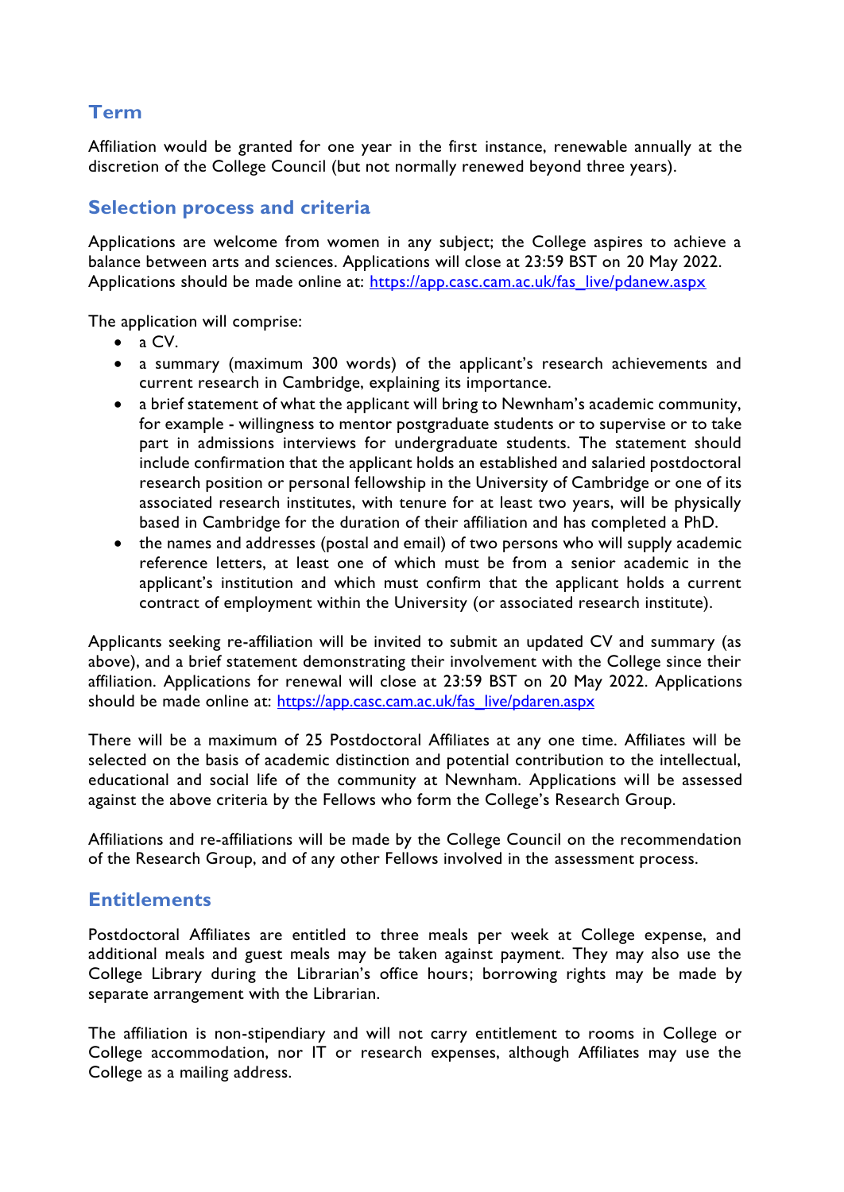## Term

Affiliation would be granted for one year in the first instance, renewable annually at the discretion of the College Council (but not normally renewed beyond three years).

## Selection process and criteria

Applications are welcome from women in any subject; the College aspires to achieve a balance between arts and sciences. Applications will close at 23:59 BST on 20 May 2022. Applications should be made online at: [https://app.casc.cam.ac.uk/fas_live/pdanew.aspx](https://app.casc.cam.ac.uk/fas_live/pdanew.aspx)

The application will comprise:

- a CV.
- a summary (maximum 300 words) of the applicant's research achievements and current research in Cambridge, explaining its importance.
- a brief statement of what the applicant will bring to Newnham's academic community, for example - willingness to mentor postgraduate students or to supervise or to take part in admissions interviews for undergraduate students. The statement should include confirmation that the applicant holds an established and salaried postdoctoral research position or personal fellowship in the University of Cambridge or one of its associated research institutes, with tenure for at least two years, will be physically based in Cambridge for the duration of their affiliation and has completed a PhD.
- the names and addresses (postal and email) of two persons who will supply academic reference letters, at least one of which must be from a senior academic in the applicant's institution and which must confirm that the applicant holds a current contract of employment within the University (or associated research institute).

Applicants seeking re-affiliation will be invited to submit an updated CV and summary (as above), and a brief statement demonstrating their involvement with the College since their affiliation. Applications for renewal will close at 23:59 BST on 20 May 2022. Applications should be made online at: [https://app.casc.cam.ac.uk/fas_live/pdaren.aspx](https://app.casc.cam.ac.uk/fas_live/pdaren.aspx)

There will be a maximum of 25 Postdoctoral Affiliates at any one time. Affiliates will be selected on the basis of academic distinction and potential contribution to the intellectual, educational and social life of the community at Newnham. Applications will be assessed against the above criteria by the Fellows who form the College's Research Group.

Affiliations and re-affiliations will be made by the College Council on the recommendation of the Research Group, and of any other Fellows involved in the assessment process.

## Entitlements

Postdoctoral Affiliates are entitled to three meals per week at College expense, and additional meals and guest meals may be taken against payment. They may also use the College Library during the Librarian's office hours; borrowing rights may be made by separate arrangement with the Librarian.

The affiliation is non-stipendiary and will not carry entitlement to rooms in College or College accommodation, nor IT or research expenses, although Affiliates may use the College as a mailing address.